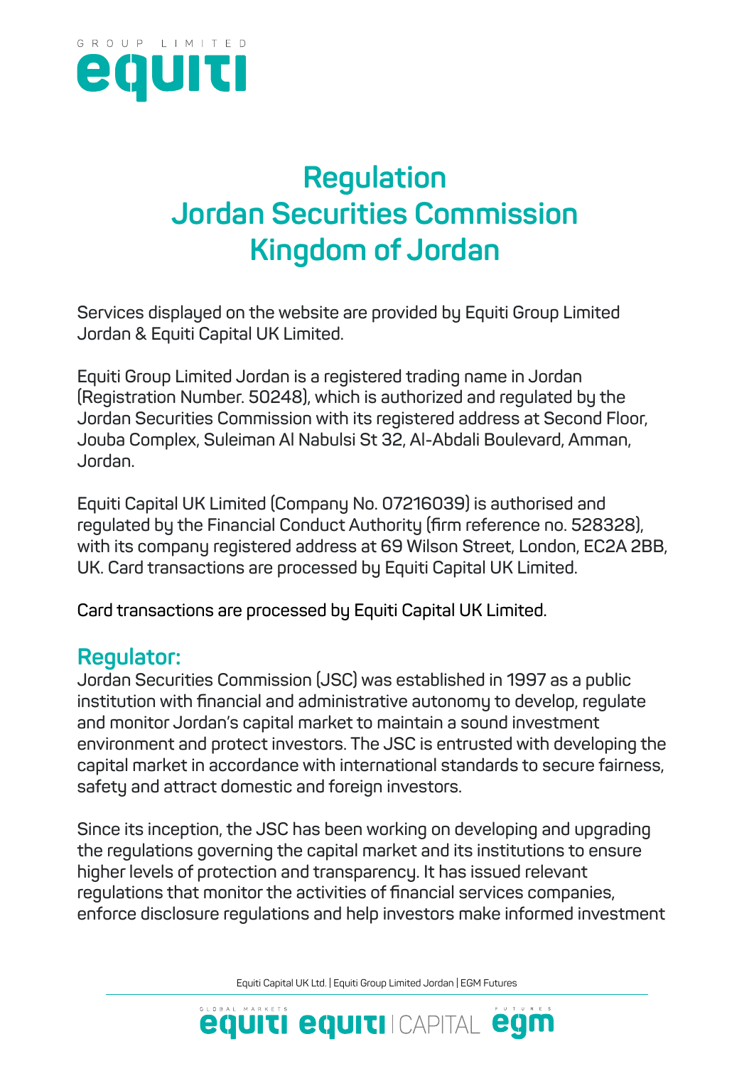# Regulation
# Jordan Securities Commission
# Kingdom of Jordan

Services displayed on the website are provided by Equiti Group Limited Jordan & Equiti Capital UK Limited.

Equiti Group Limited Jordan is a registered trading name in Jordan (Registration Number. 50248), which is authorized and regulated by the Jordan Securities Commission with its registered address at Second Floor, Jouba Complex, Suleiman Al Nabulsi St 32, Al-Abdali Boulevard, Amman, Jordan.

Equiti Capital UK Limited (Company No. 07216039) is authorised and regulated by the Financial Conduct Authority (firm reference no. 528328), with its company registered address at 69 Wilson Street, London, EC2A 2BB, UK. Card transactions are processed by Equiti Capital UK Limited.

Card transactions are processed by Equiti Capital UK Limited.

## Regulator:

Jordan Securities Commission (JSC) was established in 1997 as a public institution with financial and administrative autonomy to develop, regulate and monitor Jordan's capital market to maintain a sound investment environment and protect investors. The JSC is entrusted with developing the capital market in accordance with international standards to secure fairness, safety and attract domestic and foreign investors.

Since its inception, the JSC has been working on developing and upgrading the regulations governing the capital market and its institutions to ensure higher levels of protection and transparency. It has issued relevant regulations that monitor the activities of financial services companies, enforce disclosure regulations and help investors make informed investment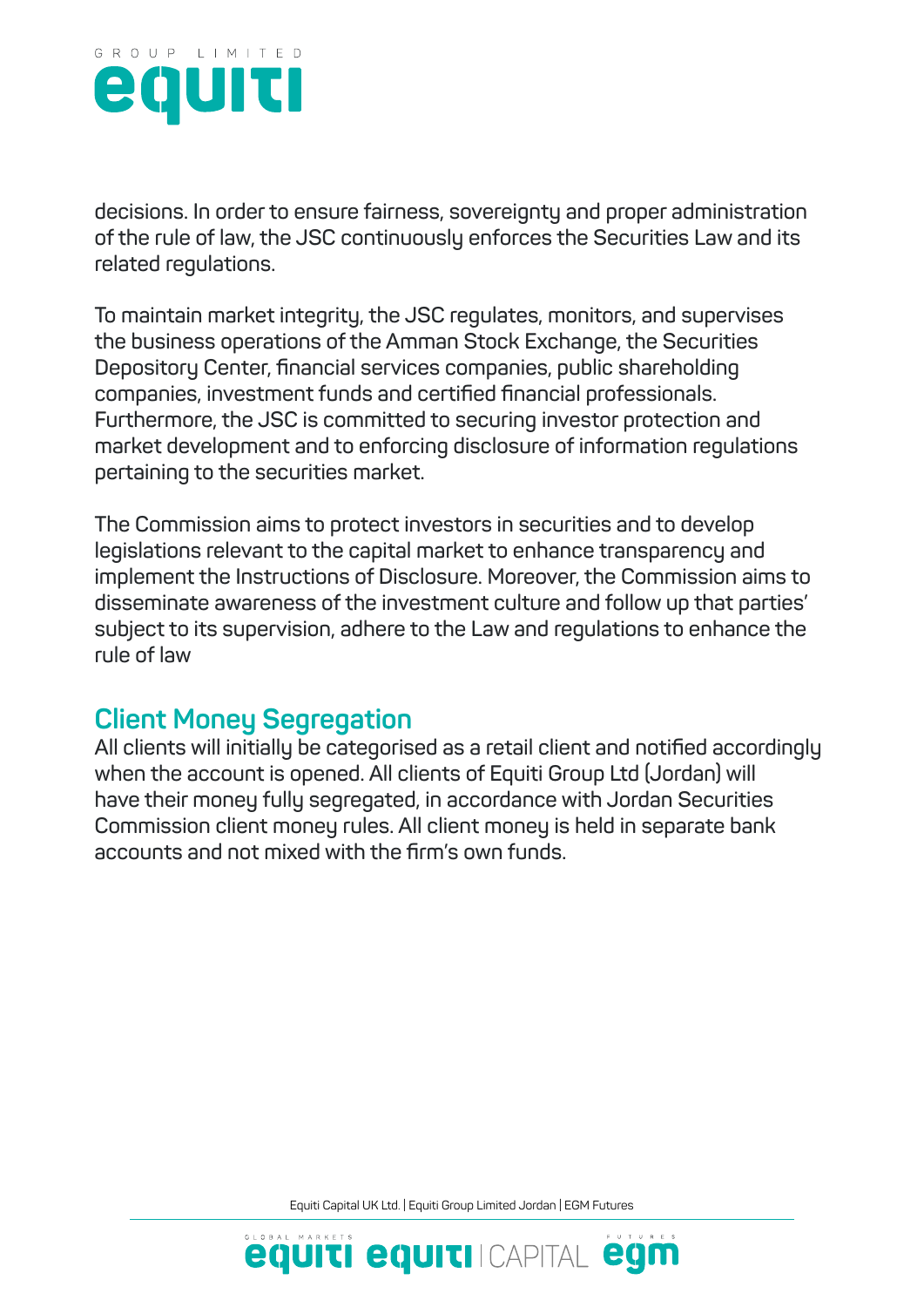decisions. In order to ensure fairness, sovereignty and proper administration of the rule of law, the JSC continuously enforces the Securities Law and its related regulations.

To maintain market integrity, the JSC regulates, monitors, and supervises the business operations of the Amman Stock Exchange, the Securities Depository Center, financial services companies, public shareholding companies, investment funds and certified financial professionals. Furthermore, the JSC is committed to securing investor protection and market development and to enforcing disclosure of information regulations pertaining to the securities market.

The Commission aims to protect investors in securities and to develop legislations relevant to the capital market to enhance transparency and implement the Instructions of Disclosure. Moreover, the Commission aims to disseminate awareness of the investment culture and follow up that parties' subject to its supervision, adhere to the Law and regulations to enhance the rule of law

## Client Money Segregation

All clients will initially be categorised as a retail client and notified accordingly when the account is opened. All clients of Equiti Group Ltd (Jordan) will have their money fully segregated, in accordance with Jordan Securities Commission client money rules. All client money is held in separate bank accounts and not mixed with the firm's own funds.